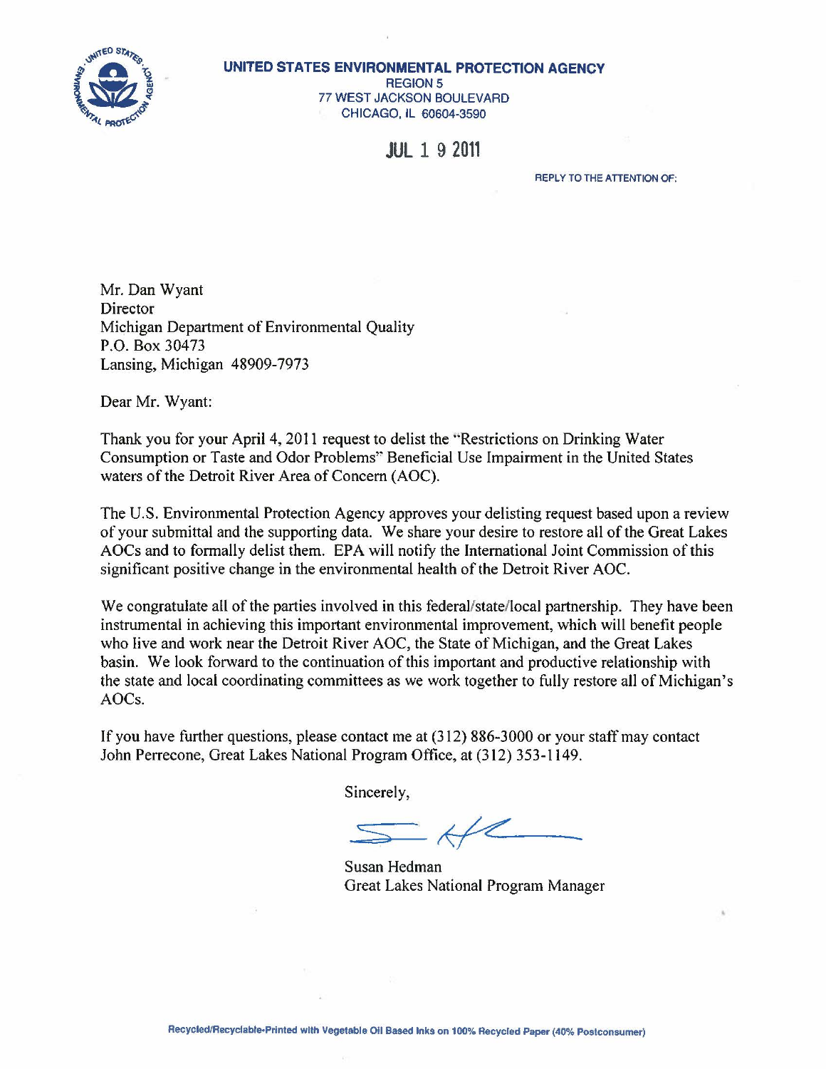**UNITED STATES ENVIRONMENTAL PROTECTION AGENCY**
REGION 5
77 WEST JACKSON BOULEVARD
CHICAGO, IL 60604-3590

**JUL 1 9 2011**

REPLY TO THE ATTENTION OF:

Mr. Dan Wyant
Director
Michigan Department of Environmental Quality
P.O. Box 30473
Lansing, Michigan 48909-7973

Dear Mr. Wyant:

Thank you for your April 4, 2011 request to delist the "Restrictions on Drinking Water Consumption or Taste and Odor Problems" Beneficial Use Impairment in the United States waters of the Detroit River Area of Concern (AOC).

The U.S. Environmental Protection Agency approves your delisting request based upon a review of your submittal and the supporting data. We share your desire to restore all of the Great Lakes AOCs and to formally delist them. EPA will notify the International Joint Commission of this significant positive change in the environmental health of the Detroit River AOC.

We congratulate all of the parties involved in this federal/state/local partnership. They have been instrumental in achieving this important environmental improvement, which will benefit people who live and work near the Detroit River AOC, the State of Michigan, and the Great Lakes basin. We look forward to the continuation of this important and productive relationship with the state and local coordinating committees as we work together to fully restore all of Michigan's AOCs.

If you have further questions, please contact me at (312) 886-3000 or your staff may contact John Perrecone, Great Lakes National Program Office, at (312) 353-1149.

Sincerely,

Susan Hedman
Great Lakes National Program Manager

Recycled/Recyclable-Printed with Vegetable Oil Based Inks on 100% Recycled Paper (40% Postconsumer)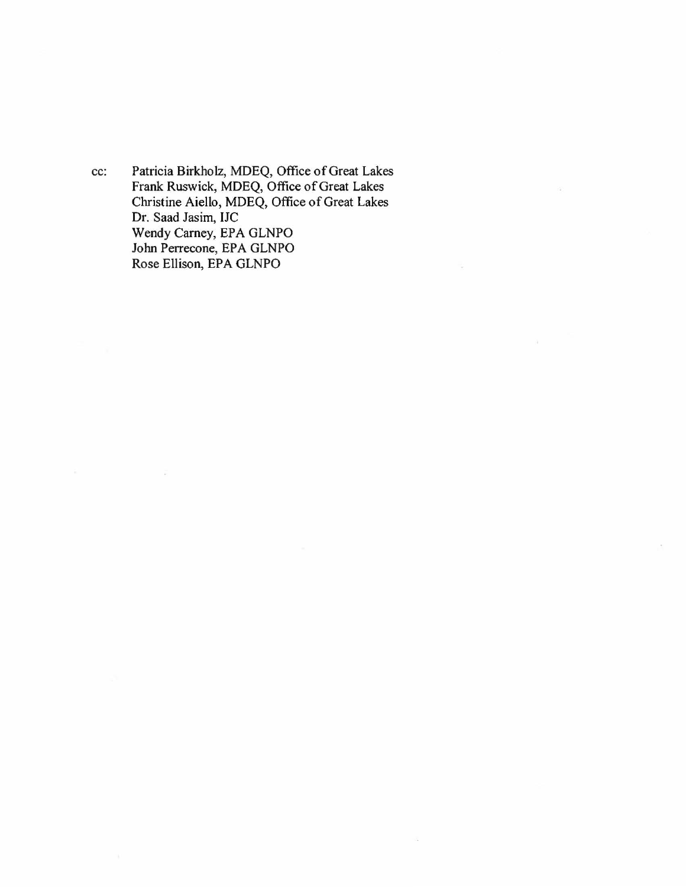cc: Patricia Birkholz, MDEQ, Office of Great Lakes
Frank Ruswick, MDEQ, Office of Great Lakes
Christine Aiello, MDEQ, Office of Great Lakes
Dr. Saad Jasim, IJC
Wendy Carney, EPA GLNPO
John Perrecone, EPA GLNPO
Rose Ellison, EPA GLNPO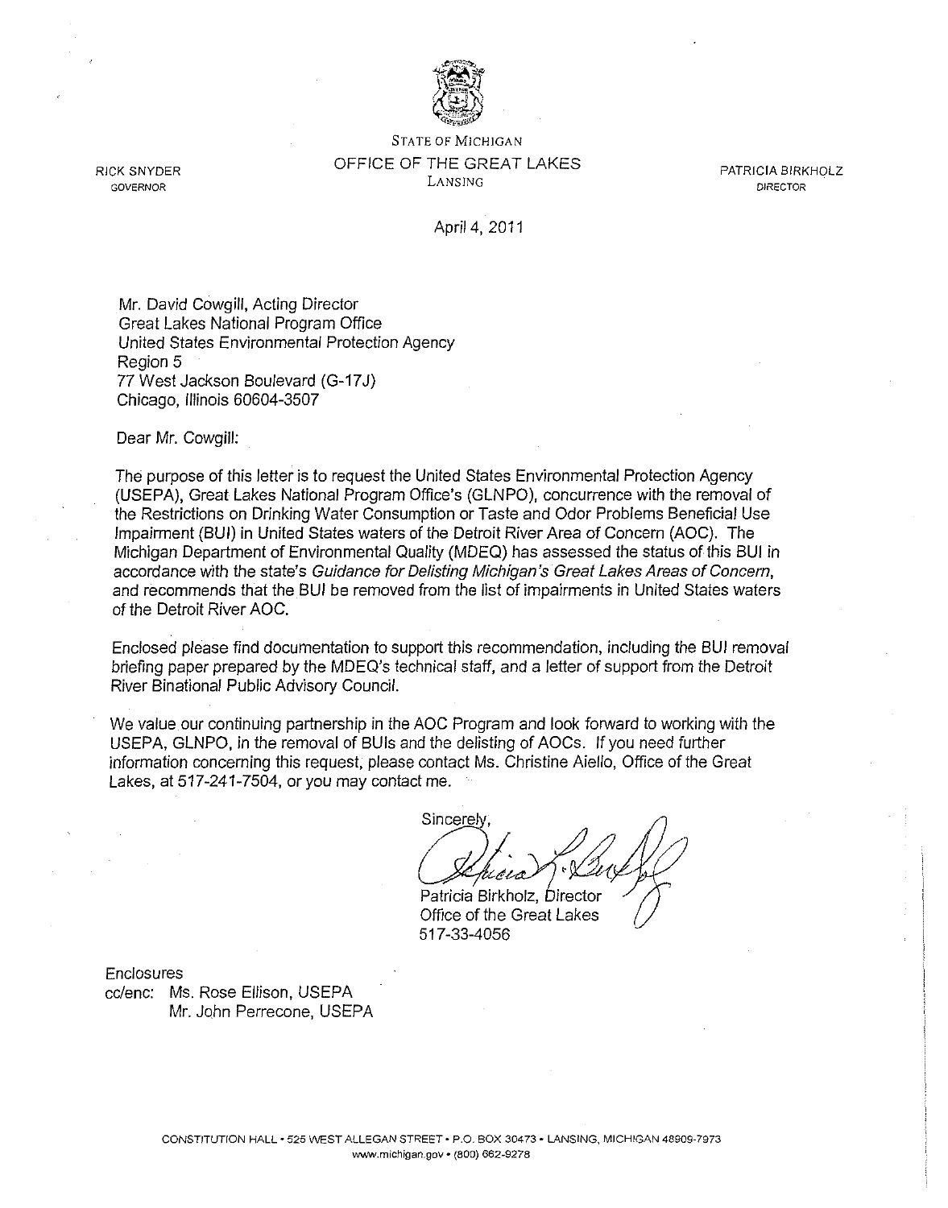STATE OF MICHIGAN

OFFICE OF THE GREAT LAKES

LANSING

RICK SNYDER
GOVERNOR

PATRICIA BIRKHOLZ
DIRECTOR

April 4, 2011

Mr. David Cowgill, Acting Director
Great Lakes National Program Office
United States Environmental Protection Agency
Region 5
77 West Jackson Boulevard (G-17J)
Chicago, Illinois 60604-3507

Dear Mr. Cowgill:

The purpose of this letter is to request the United States Environmental Protection Agency (USEPA), Great Lakes National Program Office's (GLNPO), concurrence with the removal of the Restrictions on Drinking Water Consumption or Taste and Odor Problems Beneficial Use Impairment (BUI) in United States waters of the Detroit River Area of Concern (AOC). The Michigan Department of Environmental Quality (MDEQ) has assessed the status of this BUI in accordance with the state's *Guidance for Delisting Michigan's Great Lakes Areas of Concern*, and recommends that the BUI be removed from the list of impairments in United States waters of the Detroit River AOC.

Enclosed please find documentation to support this recommendation, including the BUI removal briefing paper prepared by the MDEQ's technical staff, and a letter of support from the Detroit River Binational Public Advisory Council.

We value our continuing partnership in the AOC Program and look forward to working with the USEPA, GLNPO, in the removal of BUIs and the delisting of AOCs. If you need further information concerning this request, please contact Ms. Christine Aiello, Office of the Great Lakes, at 517-241-7504, or you may contact me.

Sincerely,

Patricia Birkholz, Director
Office of the Great Lakes
517-33-4056

Enclosures
cc/enc: Ms. Rose Ellison, USEPA
Mr. John Perrecone, USEPA

CONSTITUTION HALL • 525 WEST ALLEGAN STREET • P.O. BOX 30473 • LANSING, MICHIGAN 48909-7973
www.michigan.gov • (800) 662-9278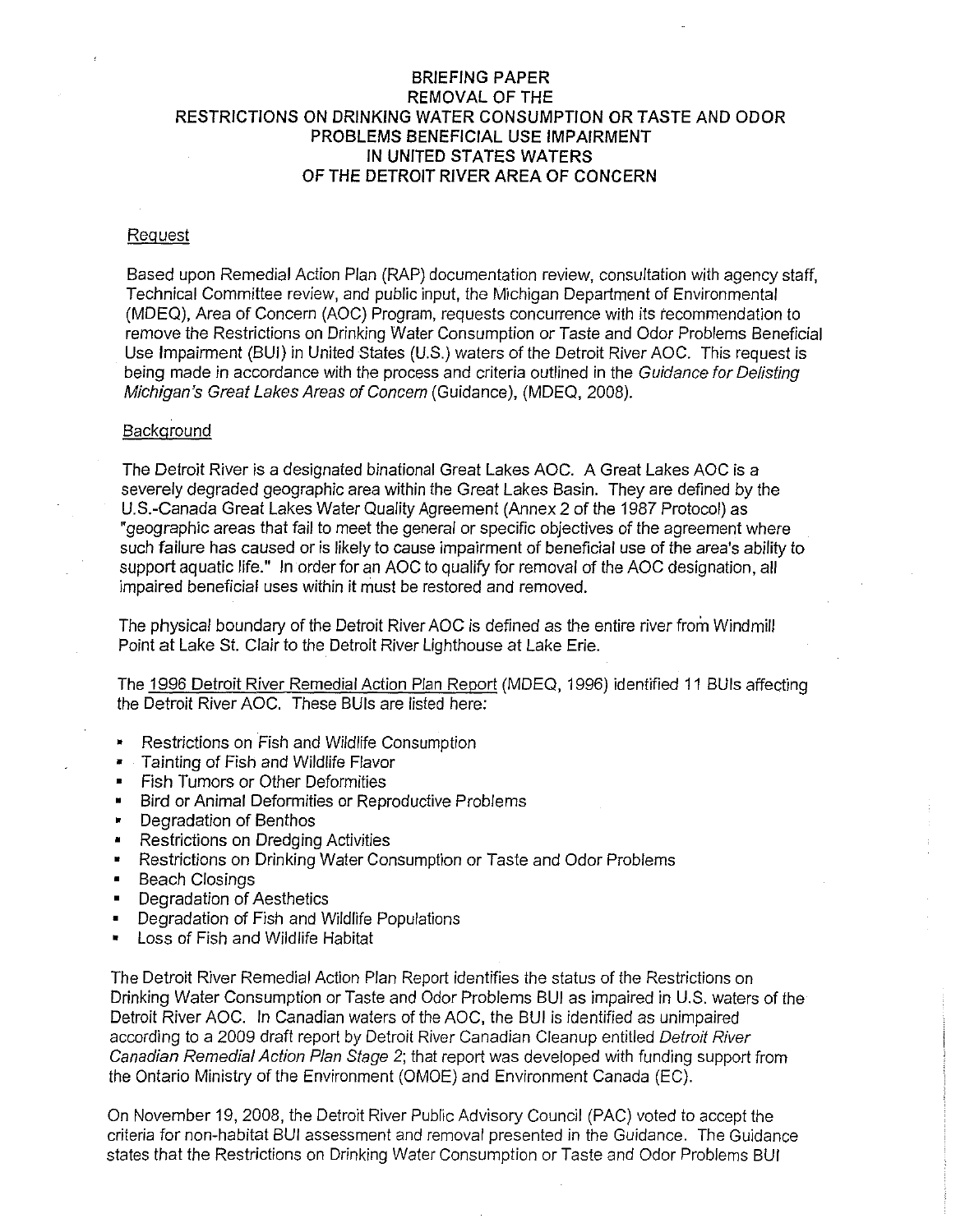# BRIEFING PAPER
## REMOVAL OF THE RESTRICTIONS ON DRINKING WATER CONSUMPTION OR TASTE AND ODOR PROBLEMS BENEFICIAL USE IMPAIRMENT IN UNITED STATES WATERS OF THE DETROIT RIVER AREA OF CONCERN

### Request

Based upon Remedial Action Plan (RAP) documentation review, consultation with agency staff, Technical Committee review, and public input, the Michigan Department of Environmental (MDEQ), Area of Concern (AOC) Program, requests concurrence with its recommendation to remove the Restrictions on Drinking Water Consumption or Taste and Odor Problems Beneficial Use Impairment (BUI) in United States (U.S.) waters of the Detroit River AOC. This request is being made in accordance with the process and criteria outlined in the *Guidance for Delisting Michigan's Great Lakes Areas of Concern* (Guidance), (MDEQ, 2008).

### Background

The Detroit River is a designated binational Great Lakes AOC. A Great Lakes AOC is a severely degraded geographic area within the Great Lakes Basin. They are defined by the U.S.-Canada Great Lakes Water Quality Agreement (Annex 2 of the 1987 Protocol) as "geographic areas that fail to meet the general or specific objectives of the agreement where such failure has caused or is likely to cause impairment of beneficial use of the area's ability to support aquatic life." In order for an AOC to qualify for removal of the AOC designation, all impaired beneficial uses within it must be restored and removed.

The physical boundary of the Detroit River AOC is defined as the entire river from Windmill Point at Lake St. Clair to the Detroit River Lighthouse at Lake Erie.

The 1996 Detroit River Remedial Action Plan Report (MDEQ, 1996) identified 11 BUIs affecting the Detroit River AOC. These BUIs are listed here:

- Restrictions on Fish and Wildlife Consumption
- Tainting of Fish and Wildlife Flavor
- Fish Tumors or Other Deformities
- Bird or Animal Deformities or Reproductive Problems
- Degradation of Benthos
- Restrictions on Dredging Activities
- Restrictions on Drinking Water Consumption or Taste and Odor Problems
- Beach Closings
- Degradation of Aesthetics
- Degradation of Fish and Wildlife Populations
- Loss of Fish and Wildlife Habitat

The Detroit River Remedial Action Plan Report identifies the status of the Restrictions on Drinking Water Consumption or Taste and Odor Problems BUI as impaired in U.S. waters of the Detroit River AOC. In Canadian waters of the AOC, the BUI is identified as unimpaired according to a 2009 draft report by Detroit River Canadian Cleanup entitled *Detroit River Canadian Remedial Action Plan Stage 2*; that report was developed with funding support from the Ontario Ministry of the Environment (OMOE) and Environment Canada (EC).

On November 19, 2008, the Detroit River Public Advisory Council (PAC) voted to accept the criteria for non-habitat BUI assessment and removal presented in the Guidance. The Guidance states that the Restrictions on Drinking Water Consumption or Taste and Odor Problems BUI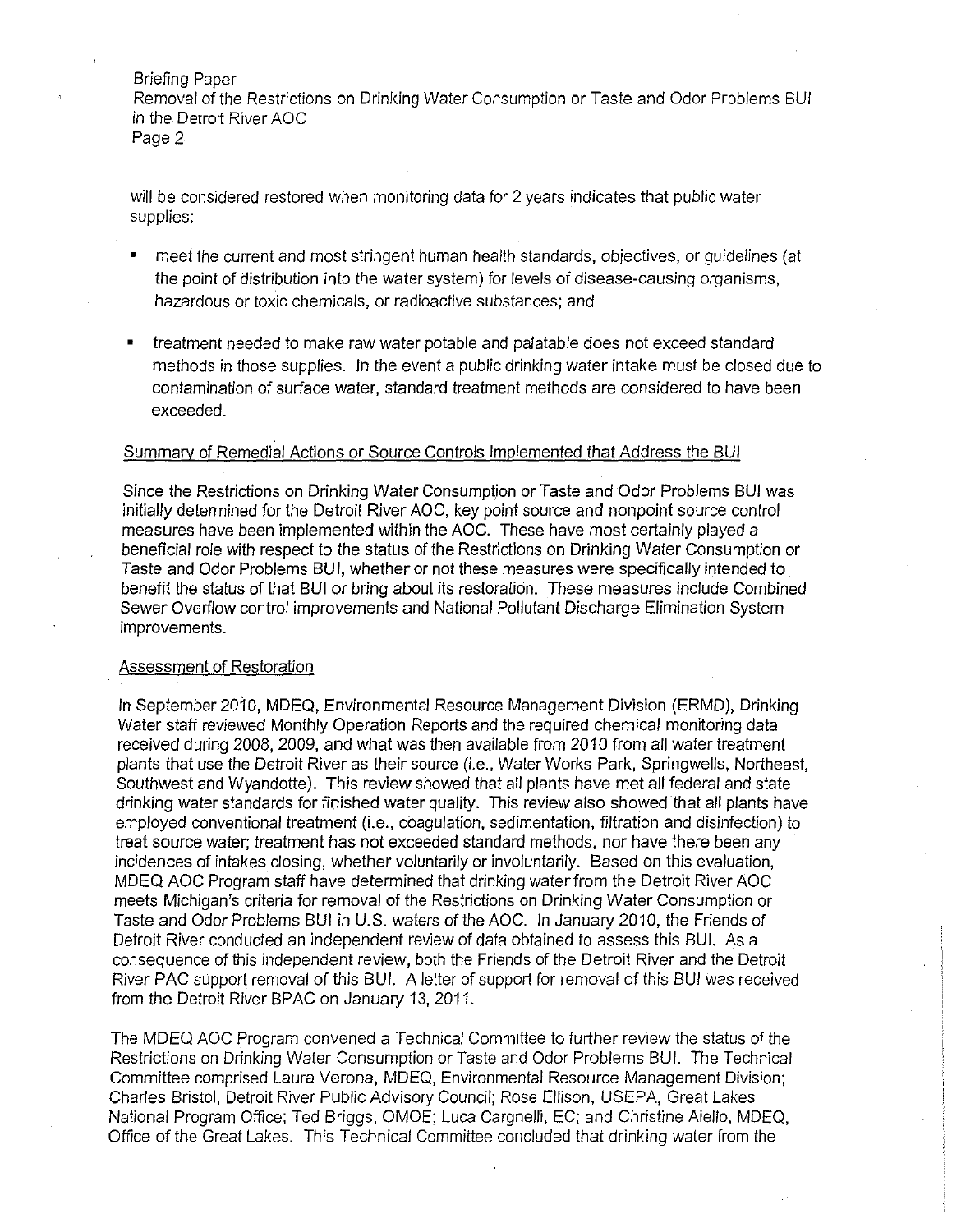will be considered restored when monitoring data for 2 years indicates that public water supplies:

- meet the current and most stringent human health standards, objectives, or guidelines (at the point of distribution into the water system) for levels of disease-causing organisms, hazardous or toxic chemicals, or radioactive substances; and

- treatment needed to make raw water potable and palatable does not exceed standard methods in those supplies. In the event a public drinking water intake must be closed due to contamination of surface water, standard treatment methods are considered to have been exceeded.

## Summary of Remedial Actions or Source Controls Implemented that Address the BUI

Since the Restrictions on Drinking Water Consumption or Taste and Odor Problems BUI was initially determined for the Detroit River AOC, key point source and nonpoint source control measures have been implemented within the AOC. These have most certainly played a beneficial role with respect to the status of the Restrictions on Drinking Water Consumption or Taste and Odor Problems BUI, whether or not these measures were specifically intended to benefit the status of that BUI or bring about its restoration. These measures include Combined Sewer Overflow control improvements and National Pollutant Discharge Elimination System improvements.

## Assessment of Restoration

In September 2010, MDEQ, Environmental Resource Management Division (ERMD), Drinking Water staff reviewed Monthly Operation Reports and the required chemical monitoring data received during 2008, 2009, and what was then available from 2010 from all water treatment plants that use the Detroit River as their source (i.e., Water Works Park, Springwells, Northeast, Southwest and Wyandotte). This review showed that all plants have met all federal and state drinking water standards for finished water quality. This review also showed that all plants have employed conventional treatment (i.e., coagulation, sedimentation, filtration and disinfection) to treat source water; treatment has not exceeded standard methods, nor have there been any incidences of intakes closing, whether voluntarily or involuntarily. Based on this evaluation, MDEQ AOC Program staff have determined that drinking water from the Detroit River AOC meets Michigan's criteria for removal of the Restrictions on Drinking Water Consumption or Taste and Odor Problems BUI in U.S. waters of the AOC. In January 2010, the Friends of Detroit River conducted an independent review of data obtained to assess this BUI. As a consequence of this independent review, both the Friends of the Detroit River and the Detroit River PAC support removal of this BUI. A letter of support for removal of this BUI was received from the Detroit River BPAC on January 13, 2011.

The MDEQ AOC Program convened a Technical Committee to further review the status of the Restrictions on Drinking Water Consumption or Taste and Odor Problems BUI. The Technical Committee comprised Laura Verona, MDEQ, Environmental Resource Management Division; Charles Bristol, Detroit River Public Advisory Council; Rose Ellison, USEPA, Great Lakes National Program Office; Ted Briggs, OMOE; Luca Cargnelli, EC; and Christine Aiello, MDEQ, Office of the Great Lakes. This Technical Committee concluded that drinking water from the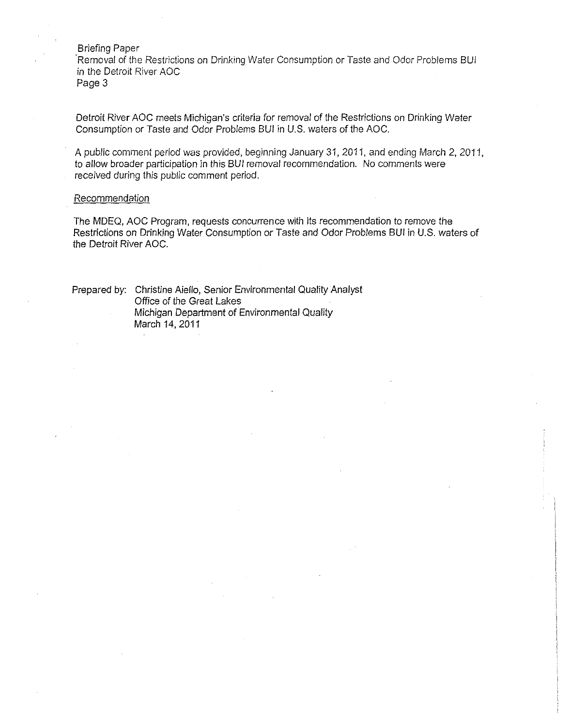Detroit River AOC meets Michigan's criteria for removal of the Restrictions on Drinking Water Consumption or Taste and Odor Problems BUI in U.S. waters of the AOC.

A public comment period was provided, beginning January 31, 2011, and ending March 2, 2011, to allow broader participation in this BUI removal recommendation. No comments were received during this public comment period.

## Recommendation

The MDEQ, AOC Program, requests concurrence with its recommendation to remove the Restrictions on Drinking Water Consumption or Taste and Odor Problems BUI in U.S. waters of the Detroit River AOC.

Prepared by: Christine Aiello, Senior Environmental Quality Analyst
Office of the Great Lakes
Michigan Department of Environmental Quality
March 14, 2011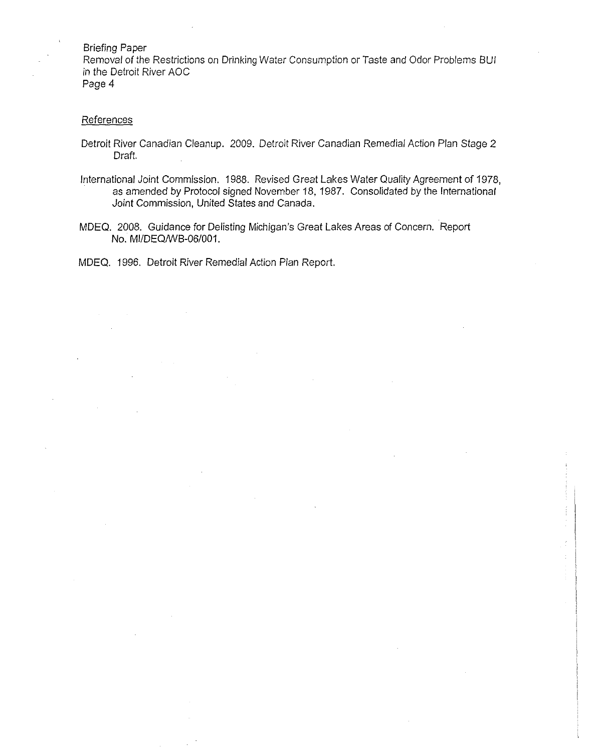## References

Detroit River Canadian Cleanup. 2009. Detroit River Canadian Remedial Action Plan Stage 2 Draft.

International Joint Commission. 1988. Revised Great Lakes Water Quality Agreement of 1978, as amended by Protocol signed November 18, 1987. Consolidated by the International Joint Commission, United States and Canada.

MDEQ. 2008. Guidance for Delisting Michigan's Great Lakes Areas of Concern. Report No. MI/DEQ/WB-06/001.

MDEQ. 1996. Detroit River Remedial Action Plan Report.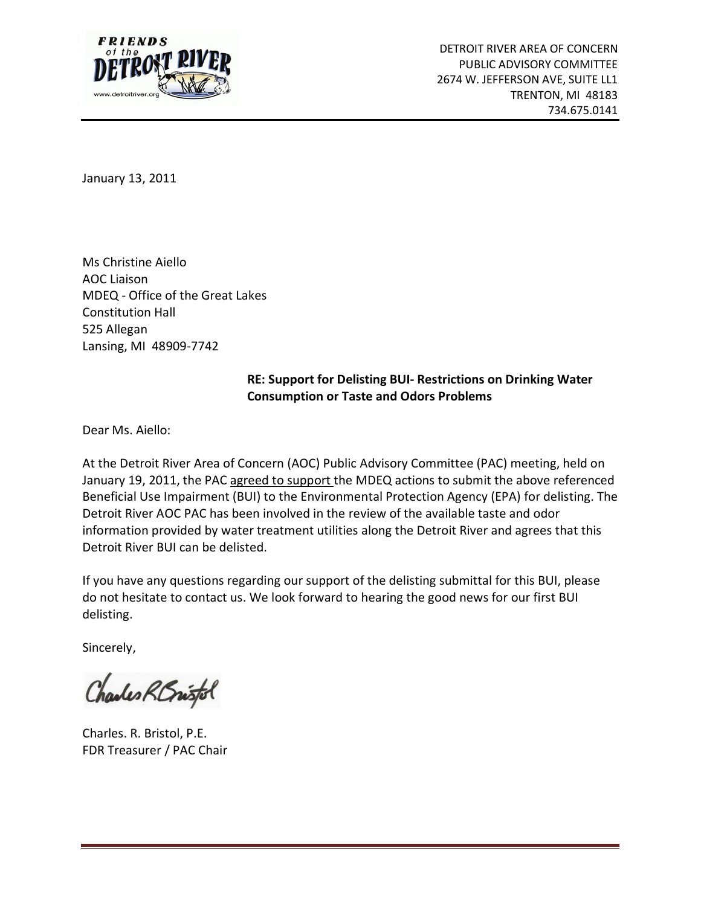FRIENDS of the DETROIT RIVER
www.detroitriver.org

DETROIT RIVER AREA OF CONCERN
PUBLIC ADVISORY COMMITTEE
2674 W. JEFFERSON AVE, SUITE LL1
TRENTON, MI 48183
734.675.0141

---

January 13, 2011

Ms Christine Aiello
AOC Liaison
MDEQ - Office of the Great Lakes
Constitution Hall
525 Allegan
Lansing, MI 48909-7742

**RE: Support for Delisting BUI- Restrictions on Drinking Water Consumption or Taste and Odors Problems**

Dear Ms. Aiello:

At the Detroit River Area of Concern (AOC) Public Advisory Committee (PAC) meeting, held on January 19, 2011, the PAC agreed to support the MDEQ actions to submit the above referenced Beneficial Use Impairment (BUI) to the Environmental Protection Agency (EPA) for delisting. The Detroit River AOC PAC has been involved in the review of the available taste and odor information provided by water treatment utilities along the Detroit River and agrees that this Detroit River BUI can be delisted.

If you have any questions regarding our support of the delisting submittal for this BUI, please do not hesitate to contact us. We look forward to hearing the good news for our first BUI delisting.

Sincerely,

Charles R Bristol

Charles. R. Bristol, P.E.
FDR Treasurer / PAC Chair